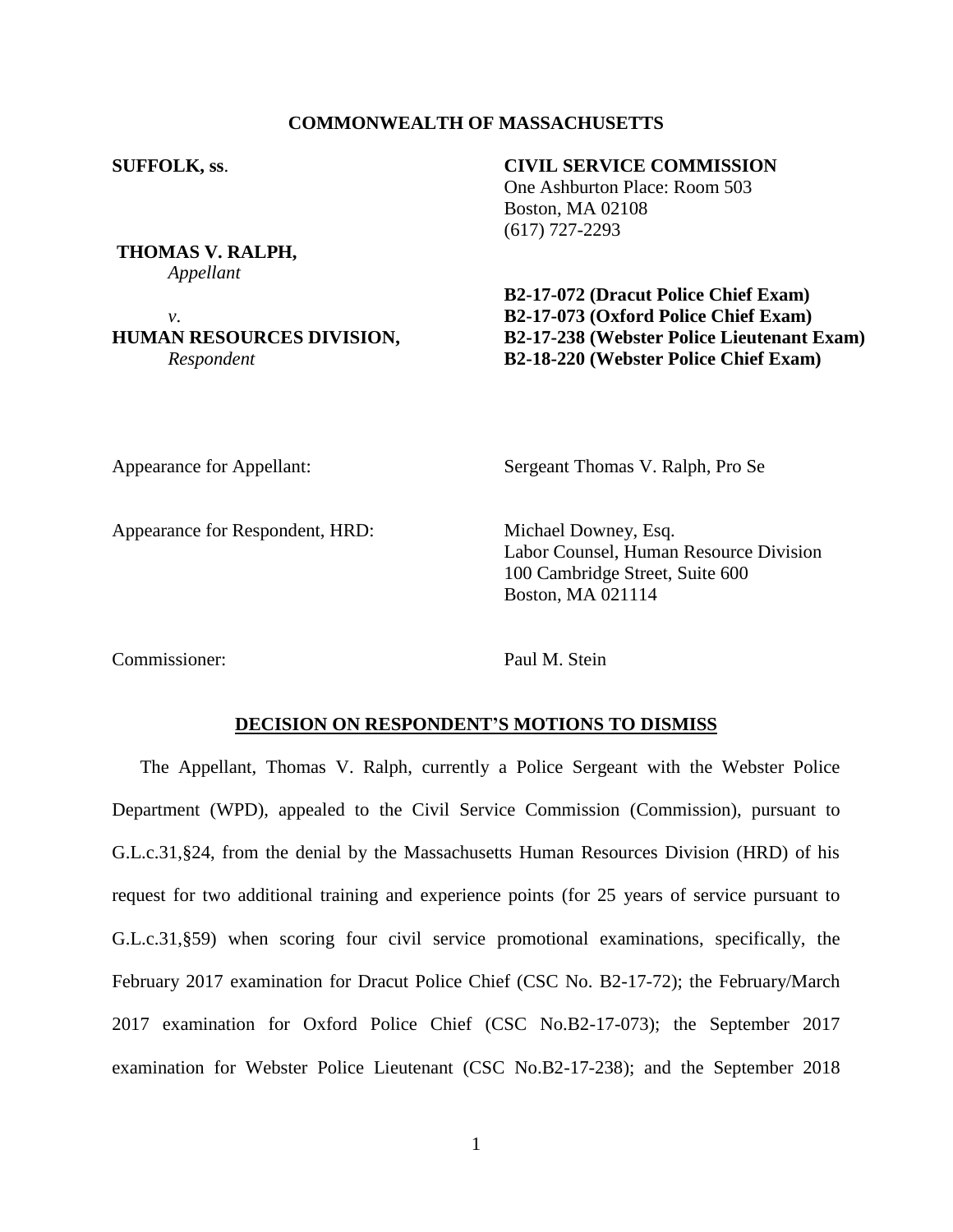**COMMONWEALTH OF MASSACHUSETTS**

**SUFFOLK, ss.**

**CIVIL SERVICE COMMISSION**
One Ashburton Place: Room 503
Boston, MA 02108
(617) 727-2293

**THOMAS V. RALPH,**
*Appellant*

*v.*

**HUMAN RESOURCES DIVISION,**
*Respondent*

**B2-17-072 (Dracut Police Chief Exam)**
**B2-17-073 (Oxford Police Chief Exam)**
**B2-17-238 (Webster Police Lieutenant Exam)**
**B2-18-220 (Webster Police Chief Exam)**

Appearance for Appellant: Sergeant Thomas V. Ralph, Pro Se

Appearance for Respondent, HRD: Michael Downey, Esq.
Labor Counsel, Human Resource Division
100 Cambridge Street, Suite 600
Boston, MA 021114

Commissioner: Paul M. Stein

## DECISION ON RESPONDENT'S MOTIONS TO DISMISS

The Appellant, Thomas V. Ralph, currently a Police Sergeant with the Webster Police Department (WPD), appealed to the Civil Service Commission (Commission), pursuant to G.L.c.31,§24, from the denial by the Massachusetts Human Resources Division (HRD) of his request for two additional training and experience points (for 25 years of service pursuant to G.L.c.31,§59) when scoring four civil service promotional examinations, specifically, the February 2017 examination for Dracut Police Chief (CSC No. B2-17-72); the February/March 2017 examination for Oxford Police Chief (CSC No.B2-17-073); the September 2017 examination for Webster Police Lieutenant (CSC No.B2-17-238); and the September 2018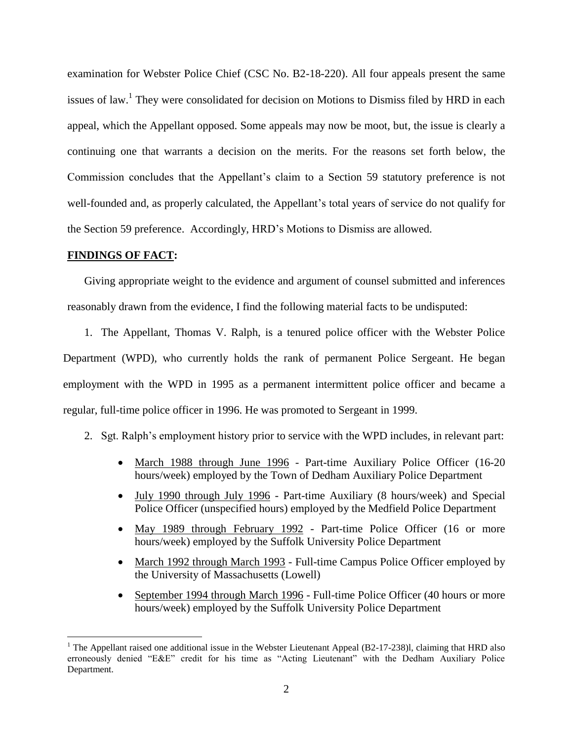examination for Webster Police Chief (CSC No. B2-18-220). All four appeals present the same issues of law.[1] They were consolidated for decision on Motions to Dismiss filed by HRD in each appeal, which the Appellant opposed. Some appeals may now be moot, but, the issue is clearly a continuing one that warrants a decision on the merits. For the reasons set forth below, the Commission concludes that the Appellant's claim to a Section 59 statutory preference is not well-founded and, as properly calculated, the Appellant's total years of service do not qualify for the Section 59 preference. Accordingly, HRD's Motions to Dismiss are allowed.

**FINDINGS OF FACT:**

Giving appropriate weight to the evidence and argument of counsel submitted and inferences reasonably drawn from the evidence, I find the following material facts to be undisputed:

1. The Appellant, Thomas V. Ralph, is a tenured police officer with the Webster Police Department (WPD), who currently holds the rank of permanent Police Sergeant. He began employment with the WPD in 1995 as a permanent intermittent police officer and became a regular, full-time police officer in 1996. He was promoted to Sergeant in 1999.

2. Sgt. Ralph's employment history prior to service with the WPD includes, in relevant part:

   - March 1988 through June 1996 - Part-time Auxiliary Police Officer (16-20 hours/week) employed by the Town of Dedham Auxiliary Police Department
   - July 1990 through July 1996 - Part-time Auxiliary (8 hours/week) and Special Police Officer (unspecified hours) employed by the Medfield Police Department
   - May 1989 through February 1992 - Part-time Police Officer (16 or more hours/week) employed by the Suffolk University Police Department
   - March 1992 through March 1993 - Full-time Campus Police Officer employed by the University of Massachusetts (Lowell)
   - September 1994 through March 1996 - Full-time Police Officer (40 hours or more hours/week) employed by the Suffolk University Police Department

[1] The Appellant raised one additional issue in the Webster Lieutenant Appeal (B2-17-238)l, claiming that HRD also erroneously denied "E&E" credit for his time as "Acting Lieutenant" with the Dedham Auxiliary Police Department.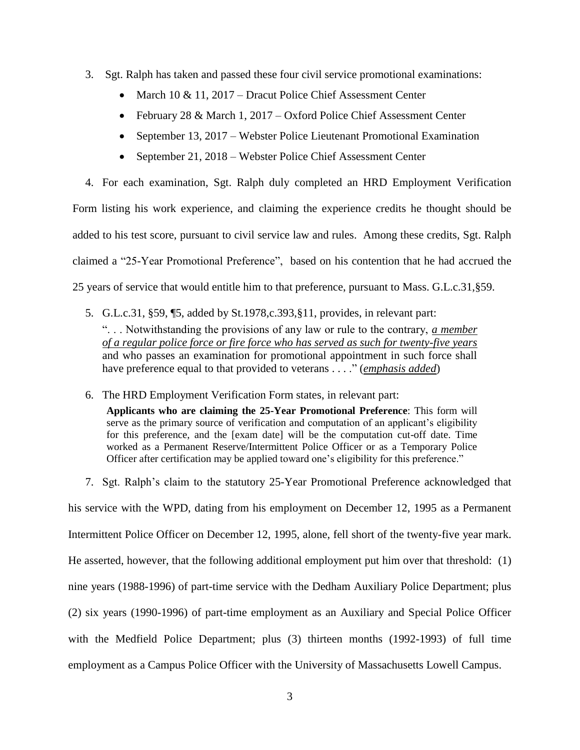3. Sgt. Ralph has taken and passed these four civil service promotional examinations:

   - March 10 & 11, 2017 – Dracut Police Chief Assessment Center
   - February 28 & March 1, 2017 – Oxford Police Chief Assessment Center
   - September 13, 2017 – Webster Police Lieutenant Promotional Examination
   - September 21, 2018 – Webster Police Chief Assessment Center

4. For each examination, Sgt. Ralph duly completed an HRD Employment Verification Form listing his work experience, and claiming the experience credits he thought should be added to his test score, pursuant to civil service law and rules. Among these credits, Sgt. Ralph claimed a "25-Year Promotional Preference", based on his contention that he had accrued the 25 years of service that would entitle him to that preference, pursuant to Mass. G.L.c.31,§59.

5. G.L.c.31, §59, ¶5, added by St.1978,c.393,§11, provides, in relevant part:

   ". . . Notwithstanding the provisions of any law or rule to the contrary, ***a member of a regular police force or fire force who has served as such for twenty-five years*** and who passes an examination for promotional appointment in such force shall have preference equal to that provided to veterans . . . ." (***emphasis added***)

6. The HRD Employment Verification Form states, in relevant part:

   **Applicants who are claiming the 25-Year Promotional Preference**: This form will serve as the primary source of verification and computation of an applicant's eligibility for this preference, and the [exam date] will be the computation cut-off date. Time worked as a Permanent Reserve/Intermittent Police Officer or as a Temporary Police Officer after certification may be applied toward one's eligibility for this preference."

7. Sgt. Ralph's claim to the statutory 25-Year Promotional Preference acknowledged that his service with the WPD, dating from his employment on December 12, 1995 as a Permanent Intermittent Police Officer on December 12, 1995, alone, fell short of the twenty-five year mark. He asserted, however, that the following additional employment put him over that threshold: (1) nine years (1988-1996) of part-time service with the Dedham Auxiliary Police Department; plus (2) six years (1990-1996) of part-time employment as an Auxiliary and Special Police Officer with the Medfield Police Department; plus (3) thirteen months (1992-1993) of full time employment as a Campus Police Officer with the University of Massachusetts Lowell Campus.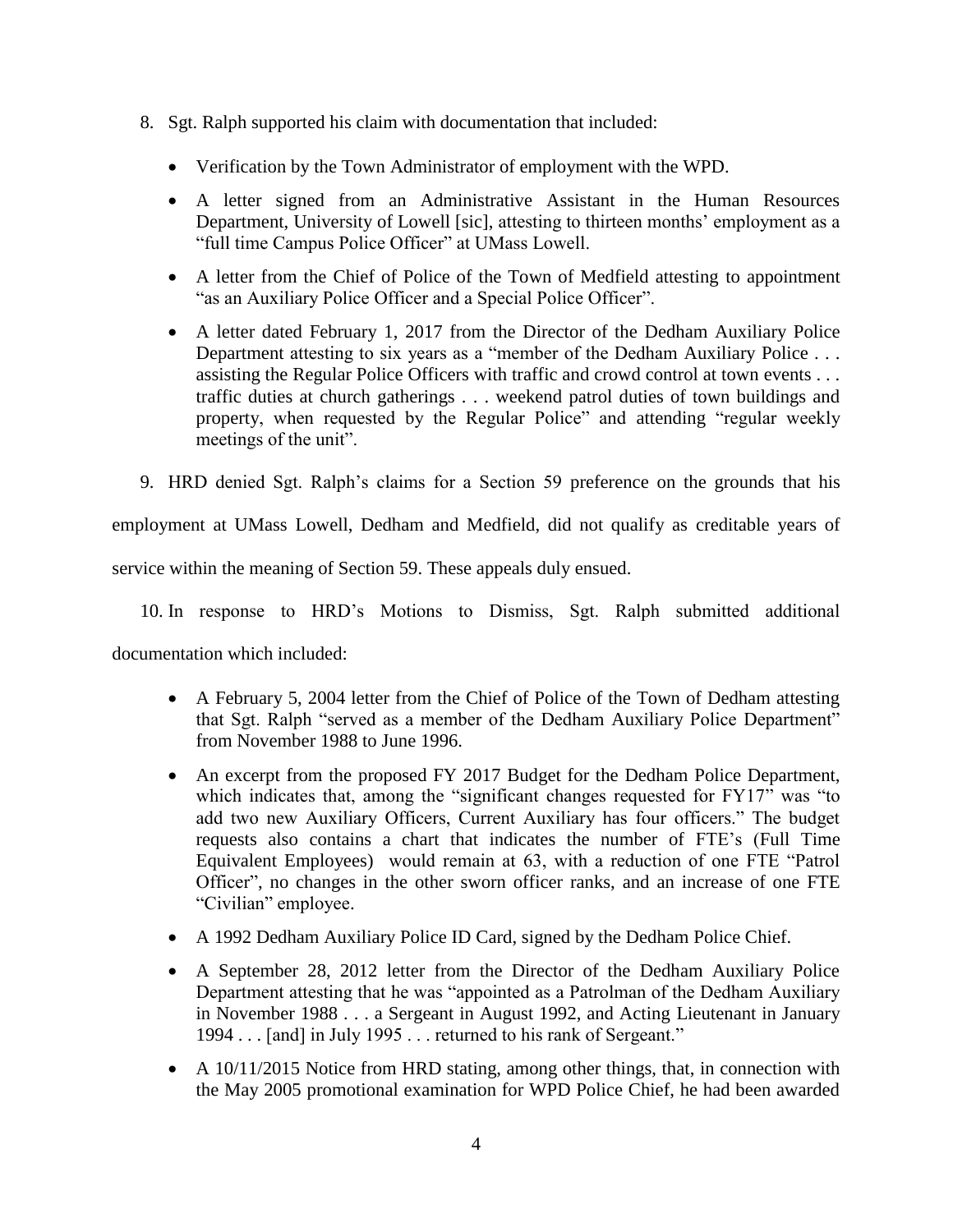8. Sgt. Ralph supported his claim with documentation that included:

   - Verification by the Town Administrator of employment with the WPD.
   - A letter signed from an Administrative Assistant in the Human Resources Department, University of Lowell [sic], attesting to thirteen months' employment as a "full time Campus Police Officer" at UMass Lowell.
   - A letter from the Chief of Police of the Town of Medfield attesting to appointment "as an Auxiliary Police Officer and a Special Police Officer".
   - A letter dated February 1, 2017 from the Director of the Dedham Auxiliary Police Department attesting to six years as a "member of the Dedham Auxiliary Police . . . assisting the Regular Police Officers with traffic and crowd control at town events . . . traffic duties at church gatherings . . . weekend patrol duties of town buildings and property, when requested by the Regular Police" and attending "regular weekly meetings of the unit".

9. HRD denied Sgt. Ralph's claims for a Section 59 preference on the grounds that his employment at UMass Lowell, Dedham and Medfield, did not qualify as creditable years of service within the meaning of Section 59. These appeals duly ensued.

10. In response to HRD's Motions to Dismiss, Sgt. Ralph submitted additional documentation which included:

   - A February 5, 2004 letter from the Chief of Police of the Town of Dedham attesting that Sgt. Ralph "served as a member of the Dedham Auxiliary Police Department" from November 1988 to June 1996.
   - An excerpt from the proposed FY 2017 Budget for the Dedham Police Department, which indicates that, among the "significant changes requested for FY17" was "to add two new Auxiliary Officers, Current Auxiliary has four officers." The budget requests also contains a chart that indicates the number of FTE's (Full Time Equivalent Employees) would remain at 63, with a reduction of one FTE "Patrol Officer", no changes in the other sworn officer ranks, and an increase of one FTE "Civilian" employee.
   - A 1992 Dedham Auxiliary Police ID Card, signed by the Dedham Police Chief.
   - A September 28, 2012 letter from the Director of the Dedham Auxiliary Police Department attesting that he was "appointed as a Patrolman of the Dedham Auxiliary in November 1988 . . . a Sergeant in August 1992, and Acting Lieutenant in January 1994 . . . [and] in July 1995 . . . returned to his rank of Sergeant."
   - A 10/11/2015 Notice from HRD stating, among other things, that, in connection with the May 2005 promotional examination for WPD Police Chief, he had been awarded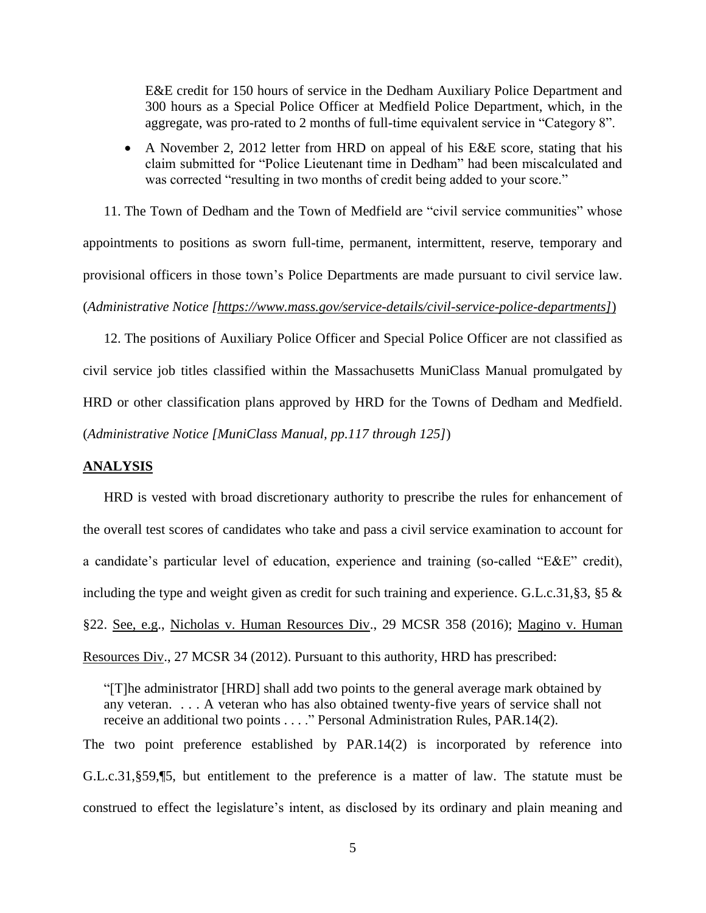E&E credit for 150 hours of service in the Dedham Auxiliary Police Department and 300 hours as a Special Police Officer at Medfield Police Department, which, in the aggregate, was pro-rated to 2 months of full-time equivalent service in "Category 8".

- A November 2, 2012 letter from HRD on appeal of his E&E score, stating that his claim submitted for "Police Lieutenant time in Dedham" had been miscalculated and was corrected "resulting in two months of credit being added to your score."

11. The Town of Dedham and the Town of Medfield are "civil service communities" whose appointments to positions as sworn full-time, permanent, intermittent, reserve, temporary and provisional officers in those town's Police Departments are made pursuant to civil service law. (*Administrative Notice [https://www.mass.gov/service-details/civil-service-police-departments]*)

12. The positions of Auxiliary Police Officer and Special Police Officer are not classified as civil service job titles classified within the Massachusetts MuniClass Manual promulgated by HRD or other classification plans approved by HRD for the Towns of Dedham and Medfield. (*Administrative Notice [MuniClass Manual, pp.117 through 125]*)

## ANALYSIS

HRD is vested with broad discretionary authority to prescribe the rules for enhancement of the overall test scores of candidates who take and pass a civil service examination to account for a candidate's particular level of education, experience and training (so-called "E&E" credit), including the type and weight given as credit for such training and experience. G.L.c.31,§3, §5 & §22. See, e.g., Nicholas v. Human Resources Div., 29 MCSR 358 (2016); Magino v. Human Resources Div., 27 MCSR 34 (2012). Pursuant to this authority, HRD has prescribed:

> "[T]he administrator [HRD] shall add two points to the general average mark obtained by any veteran. . . . A veteran who has also obtained twenty-five years of service shall not receive an additional two points . . . ." Personal Administration Rules, PAR.14(2).

The two point preference established by PAR.14(2) is incorporated by reference into G.L.c.31,§59,¶5, but entitlement to the preference is a matter of law. The statute must be construed to effect the legislature's intent, as disclosed by its ordinary and plain meaning and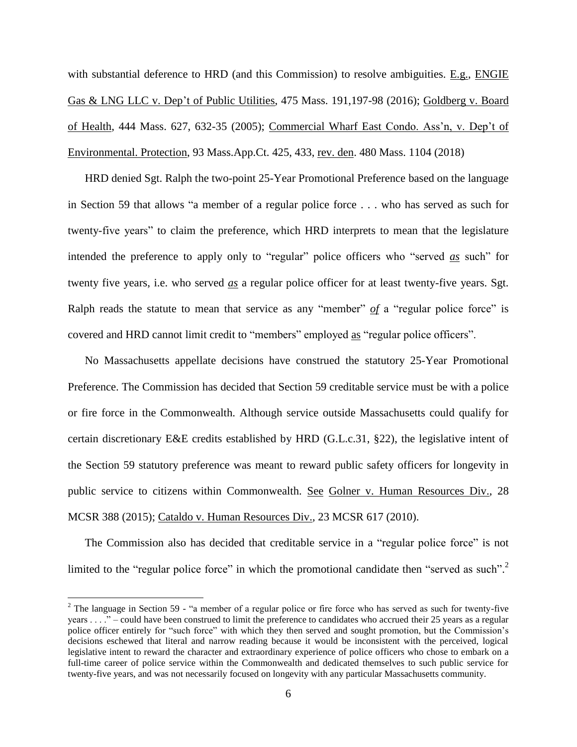with substantial deference to HRD (and this Commission) to resolve ambiguities. E.g., ENGIE Gas & LNG LLC v. Dep't of Public Utilities, 475 Mass. 191,197-98 (2016); Goldberg v. Board of Health, 444 Mass. 627, 632-35 (2005); Commercial Wharf East Condo. Ass'n, v. Dep't of Environmental. Protection, 93 Mass.App.Ct. 425, 433, rev. den. 480 Mass. 1104 (2018)

HRD denied Sgt. Ralph the two-point 25-Year Promotional Preference based on the language in Section 59 that allows "a member of a regular police force . . . who has served as such for twenty-five years" to claim the preference, which HRD interprets to mean that the legislature intended the preference to apply only to "regular" police officers who "served *as* such" for twenty five years, i.e. who served *as* a regular police officer for at least twenty-five years. Sgt. Ralph reads the statute to mean that service as any "member" *of* a "regular police force" is covered and HRD cannot limit credit to "members" employed as "regular police officers".

No Massachusetts appellate decisions have construed the statutory 25-Year Promotional Preference. The Commission has decided that Section 59 creditable service must be with a police or fire force in the Commonwealth. Although service outside Massachusetts could qualify for certain discretionary E&E credits established by HRD (G.L.c.31, §22), the legislative intent of the Section 59 statutory preference was meant to reward public safety officers for longevity in public service to citizens within Commonwealth. See Golner v. Human Resources Div., 28 MCSR 388 (2015); Cataldo v. Human Resources Div., 23 MCSR 617 (2010).

The Commission also has decided that creditable service in a "regular police force" is not limited to the "regular police force" in which the promotional candidate then "served as such".[2]

[2] The language in Section 59 - "a member of a regular police or fire force who has served as such for twenty-five years . . . ." – could have been construed to limit the preference to candidates who accrued their 25 years as a regular police officer entirely for "such force" with which they then served and sought promotion, but the Commission's decisions eschewed that literal and narrow reading because it would be inconsistent with the perceived, logical legislative intent to reward the character and extraordinary experience of police officers who chose to embark on a full-time career of police service within the Commonwealth and dedicated themselves to such public service for twenty-five years, and was not necessarily focused on longevity with any particular Massachusetts community.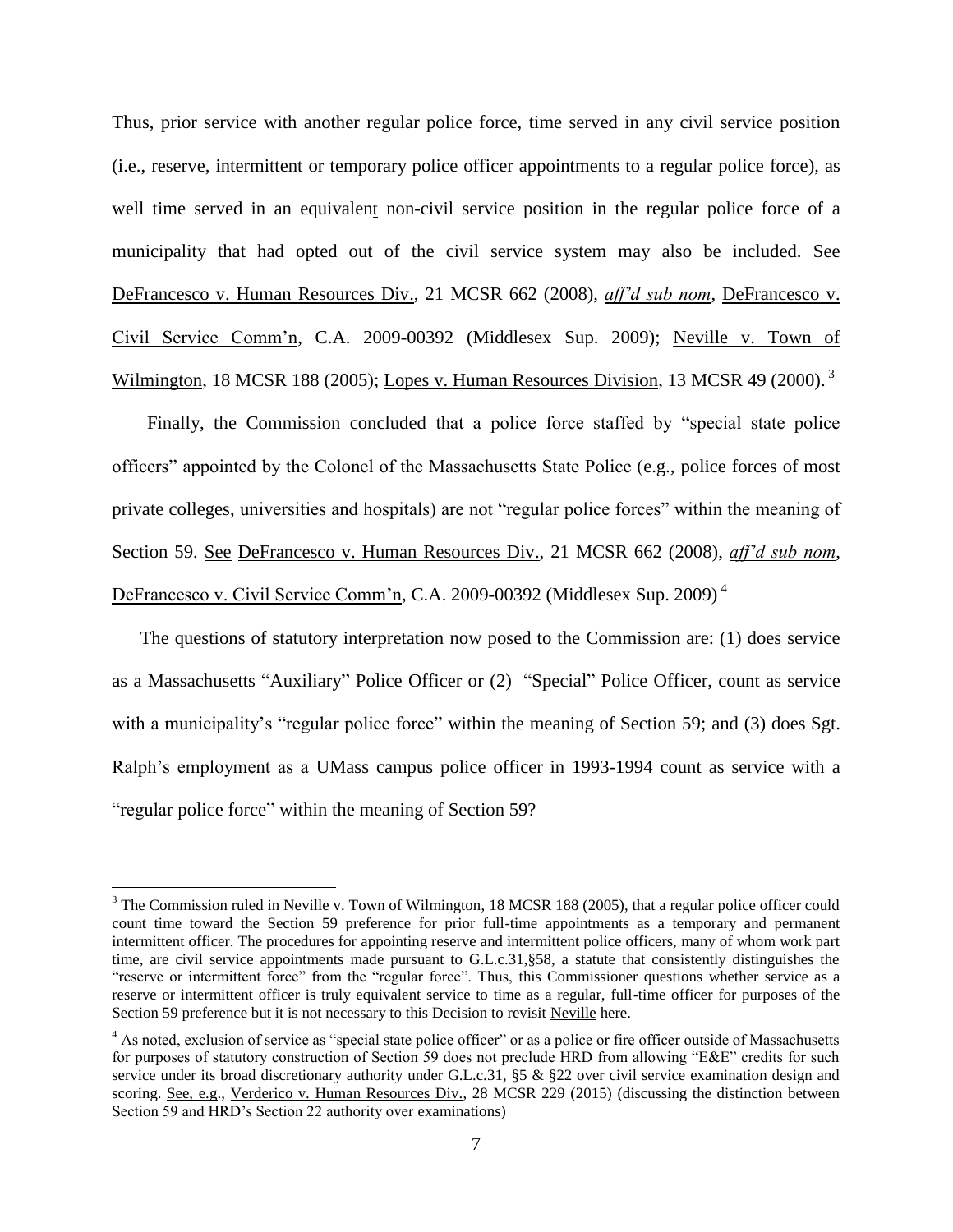Thus, prior service with another regular police force, time served in any civil service position (i.e., reserve, intermittent or temporary police officer appointments to a regular police force), as well time served in an equivalent non-civil service position in the regular police force of a municipality that had opted out of the civil service system may also be included. See DeFrancesco v. Human Resources Div., 21 MCSR 662 (2008), *aff'd sub nom*, DeFrancesco v. Civil Service Comm'n, C.A. 2009-00392 (Middlesex Sup. 2009); Neville v. Town of Wilmington, 18 MCSR 188 (2005); Lopes v. Human Resources Division, 13 MCSR 49 (2000).[3]

Finally, the Commission concluded that a police force staffed by "special state police officers" appointed by the Colonel of the Massachusetts State Police (e.g., police forces of most private colleges, universities and hospitals) are not "regular police forces" within the meaning of Section 59. See DeFrancesco v. Human Resources Div., 21 MCSR 662 (2008), *aff'd sub nom*, DeFrancesco v. Civil Service Comm'n, C.A. 2009-00392 (Middlesex Sup. 2009)[4]

The questions of statutory interpretation now posed to the Commission are: (1) does service as a Massachusetts "Auxiliary" Police Officer or (2) "Special" Police Officer, count as service with a municipality's "regular police force" within the meaning of Section 59; and (3) does Sgt. Ralph's employment as a UMass campus police officer in 1993-1994 count as service with a "regular police force" within the meaning of Section 59?

---

[3] The Commission ruled in Neville v. Town of Wilmington, 18 MCSR 188 (2005), that a regular police officer could count time toward the Section 59 preference for prior full-time appointments as a temporary and permanent intermittent officer. The procedures for appointing reserve and intermittent police officers, many of whom work part time, are civil service appointments made pursuant to G.L.c.31,§58, a statute that consistently distinguishes the "reserve or intermittent force" from the "regular force". Thus, this Commissioner questions whether service as a reserve or intermittent officer is truly equivalent service to time as a regular, full-time officer for purposes of the Section 59 preference but it is not necessary to this Decision to revisit Neville here.

[4] As noted, exclusion of service as "special state police officer" or as a police or fire officer outside of Massachusetts for purposes of statutory construction of Section 59 does not preclude HRD from allowing "E&E" credits for such service under its broad discretionary authority under G.L.c.31, §5 & §22 over civil service examination design and scoring. See, e.g., Verderico v. Human Resources Div., 28 MCSR 229 (2015) (discussing the distinction between Section 59 and HRD's Section 22 authority over examinations)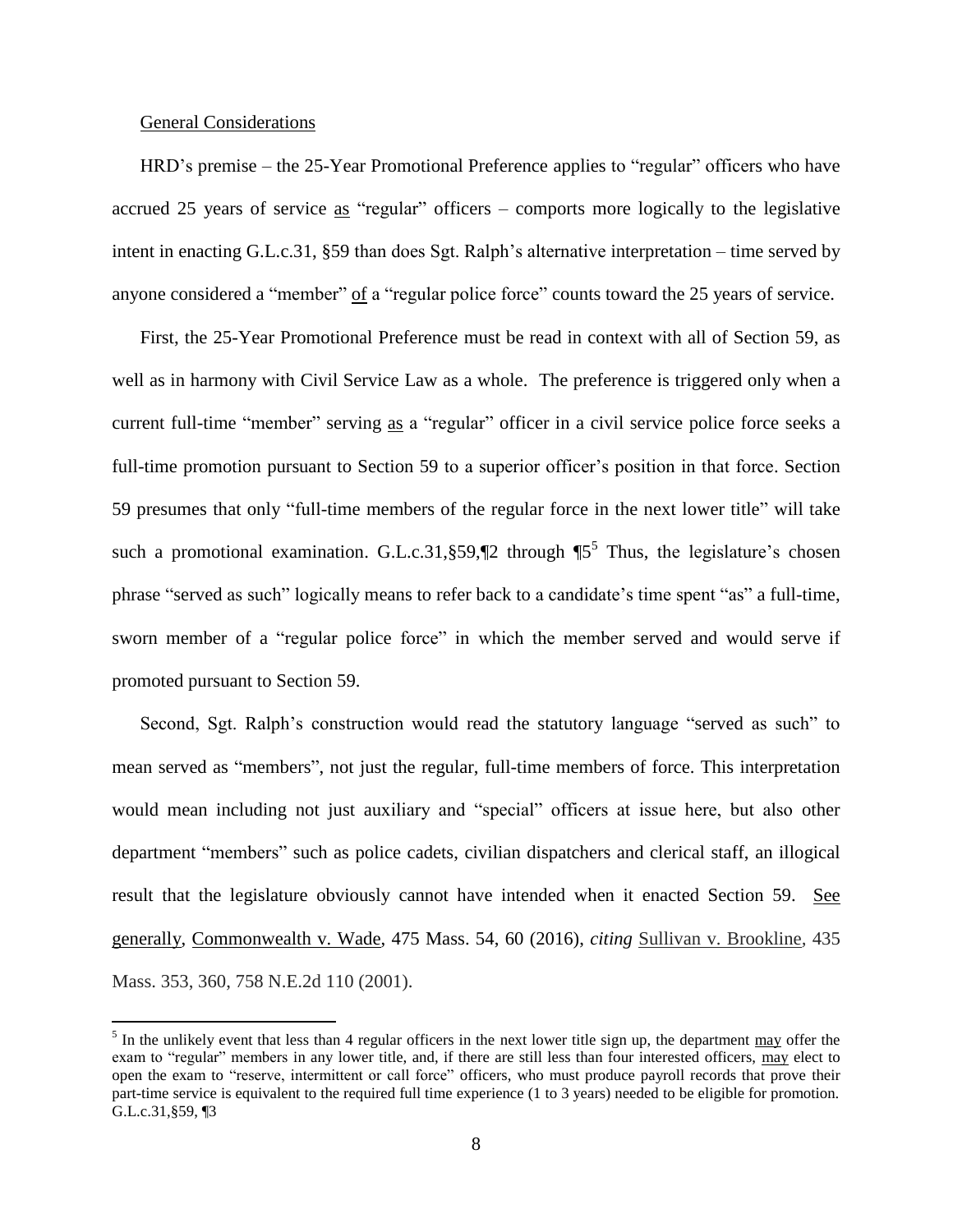General Considerations

HRD's premise – the 25-Year Promotional Preference applies to "regular" officers who have accrued 25 years of service as "regular" officers – comports more logically to the legislative intent in enacting G.L.c.31, §59 than does Sgt. Ralph's alternative interpretation – time served by anyone considered a "member" of a "regular police force" counts toward the 25 years of service.

First, the 25-Year Promotional Preference must be read in context with all of Section 59, as well as in harmony with Civil Service Law as a whole. The preference is triggered only when a current full-time "member" serving as a "regular" officer in a civil service police force seeks a full-time promotion pursuant to Section 59 to a superior officer's position in that force. Section 59 presumes that only "full-time members of the regular force in the next lower title" will take such a promotional examination. G.L.c.31,§59,¶2 through ¶5[5] Thus, the legislature's chosen phrase "served as such" logically means to refer back to a candidate's time spent "as" a full-time, sworn member of a "regular police force" in which the member served and would serve if promoted pursuant to Section 59.

Second, Sgt. Ralph's construction would read the statutory language "served as such" to mean served as "members", not just the regular, full-time members of force. This interpretation would mean including not just auxiliary and "special" officers at issue here, but also other department "members" such as police cadets, civilian dispatchers and clerical staff, an illogical result that the legislature obviously cannot have intended when it enacted Section 59. See generally, Commonwealth v. Wade, 475 Mass. 54, 60 (2016), *citing* Sullivan v. Brookline, 435 Mass. 353, 360, 758 N.E.2d 110 (2001).

[5] In the unlikely event that less than 4 regular officers in the next lower title sign up, the department may offer the exam to "regular" members in any lower title, and, if there are still less than four interested officers, may elect to open the exam to "reserve, intermittent or call force" officers, who must produce payroll records that prove their part-time service is equivalent to the required full time experience (1 to 3 years) needed to be eligible for promotion. G.L.c.31,§59, ¶3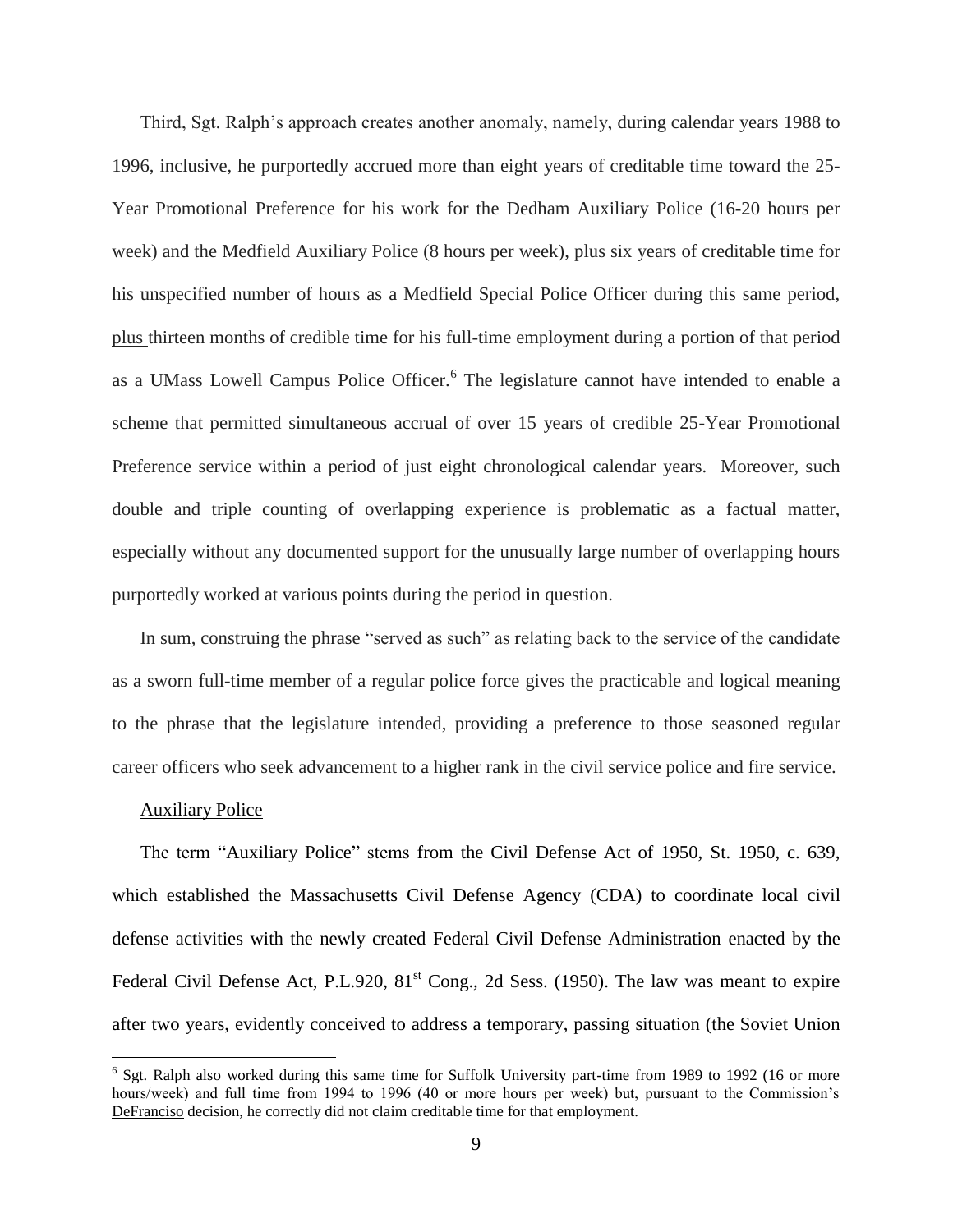Third, Sgt. Ralph's approach creates another anomaly, namely, during calendar years 1988 to 1996, inclusive, he purportedly accrued more than eight years of creditable time toward the 25-Year Promotional Preference for his work for the Dedham Auxiliary Police (16-20 hours per week) and the Medfield Auxiliary Police (8 hours per week), <u>plus</u> six years of creditable time for his unspecified number of hours as a Medfield Special Police Officer during this same period, <u>plus</u> thirteen months of credible time for his full-time employment during a portion of that period as a UMass Lowell Campus Police Officer.[6] The legislature cannot have intended to enable a scheme that permitted simultaneous accrual of over 15 years of credible 25-Year Promotional Preference service within a period of just eight chronological calendar years. Moreover, such double and triple counting of overlapping experience is problematic as a factual matter, especially without any documented support for the unusually large number of overlapping hours purportedly worked at various points during the period in question.

In sum, construing the phrase "served as such" as relating back to the service of the candidate as a sworn full-time member of a regular police force gives the practicable and logical meaning to the phrase that the legislature intended, providing a preference to those seasoned regular career officers who seek advancement to a higher rank in the civil service police and fire service.

<u>Auxiliary Police</u>

The term "Auxiliary Police" stems from the Civil Defense Act of 1950, St. 1950, c. 639, which established the Massachusetts Civil Defense Agency (CDA) to coordinate local civil defense activities with the newly created Federal Civil Defense Administration enacted by the Federal Civil Defense Act, P.L.920, 81st Cong., 2d Sess. (1950). The law was meant to expire after two years, evidently conceived to address a temporary, passing situation (the Soviet Union

[6] Sgt. Ralph also worked during this same time for Suffolk University part-time from 1989 to 1992 (16 or more hours/week) and full time from 1994 to 1996 (40 or more hours per week) but, pursuant to the Commission's <u>DeFranciso</u> decision, he correctly did not claim creditable time for that employment.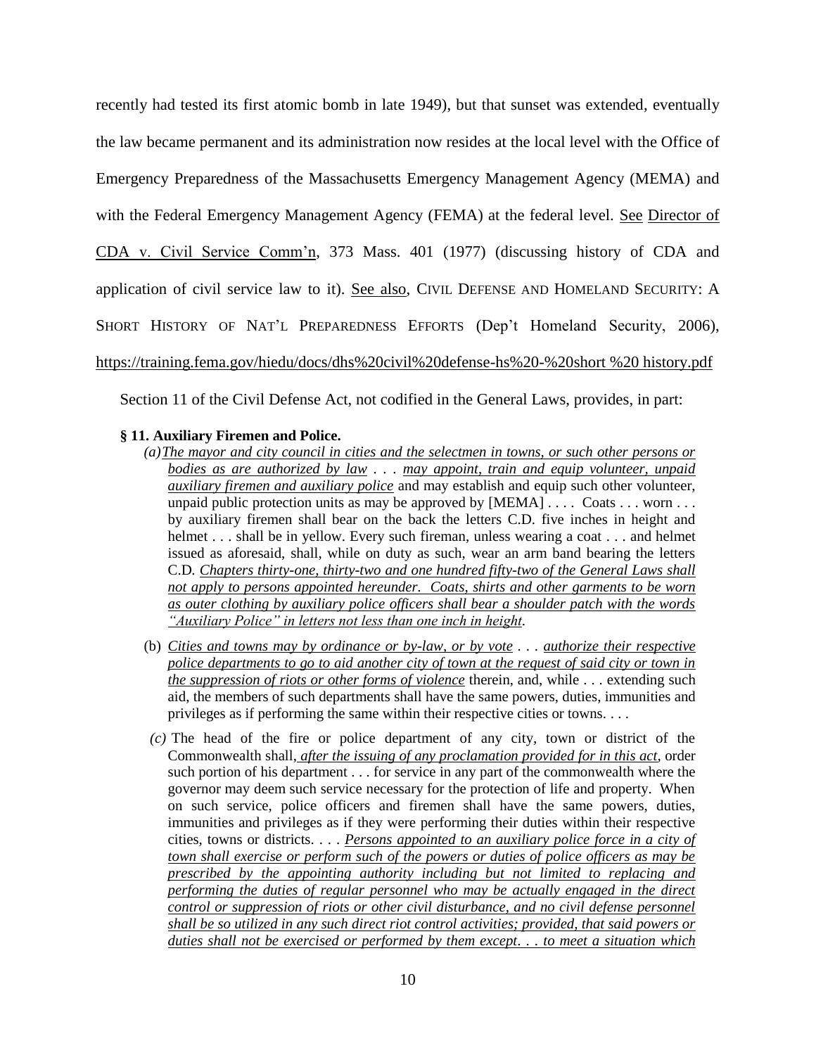recently had tested its first atomic bomb in late 1949), but that sunset was extended, eventually the law became permanent and its administration now resides at the local level with the Office of Emergency Preparedness of the Massachusetts Emergency Management Agency (MEMA) and with the Federal Emergency Management Agency (FEMA) at the federal level. See Director of CDA v. Civil Service Comm'n, 373 Mass. 401 (1977) (discussing history of CDA and application of civil service law to it). See also, CIVIL DEFENSE AND HOMELAND SECURITY: A SHORT HISTORY OF NAT'L PREPAREDNESS EFFORTS (Dep't Homeland Security, 2006), https://training.fema.gov/hiedu/docs/dhs%20civil%20defense-hs%20-%20short %20 history.pdf

Section 11 of the Civil Defense Act, not codified in the General Laws, provides, in part:

**§ 11. Auxiliary Firemen and Police.**

*(a)* *The mayor and city council in cities and the selectmen in towns, or such other persons or bodies as are authorized by law* . . . *may appoint, train and equip volunteer, unpaid auxiliary firemen and auxiliary police* and may establish and equip such other volunteer, unpaid public protection units as may be approved by [MEMA] . . . . Coats . . . worn . . . by auxiliary firemen shall bear on the back the letters C.D. five inches in height and helmet . . . shall be in yellow. Every such fireman, unless wearing a coat . . . and helmet issued as aforesaid, shall, while on duty as such, wear an arm band bearing the letters C.D. *Chapters thirty-one, thirty-two and one hundred fifty-two of the General Laws shall not apply to persons appointed hereunder. Coats, shirts and other garments to be worn as outer clothing by auxiliary police officers shall bear a shoulder patch with the words "Auxiliary Police" in letters not less than one inch in height*.

(b) *Cities and towns may by ordinance or by-law, or by vote* . . . *authorize their respective police departments to go to aid another city of town at the request of said city or town in the suppression of riots or other forms of violence* therein, and, while . . . extending such aid, the members of such departments shall have the same powers, duties, immunities and privileges as if performing the same within their respective cities or towns. . . .

*(c)* The head of the fire or police department of any city, town or district of the Commonwealth shall, *after the issuing of any proclamation provided for in this act*, order such portion of his department . . . for service in any part of the commonwealth where the governor may deem such service necessary for the protection of life and property. When on such service, police officers and firemen shall have the same powers, duties, immunities and privileges as if they were performing their duties within their respective cities, towns or districts. . . . *Persons appointed to an auxiliary police force in a city of town shall exercise or perform such of the powers or duties of police officers as may be prescribed by the appointing authority including but not limited to replacing and performing the duties of regular personnel who may be actually engaged in the direct control or suppression of riots or other civil disturbance, and no civil defense personnel shall be so utilized in any such direct riot control activities; provided, that said powers or duties shall not be exercised or performed by them except. . . to meet a situation which*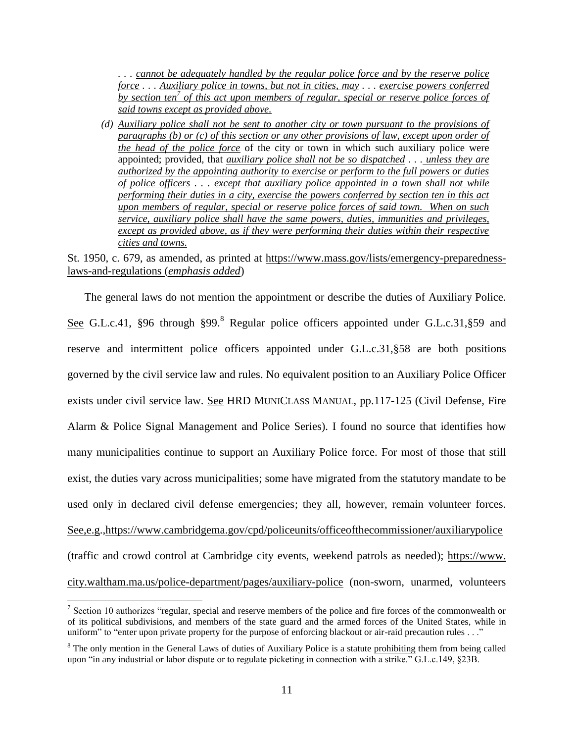> . . . *cannot be adequately handled by the regular police force and by the reserve police force* . . . *Auxiliary police in towns, but not in cities, may* . . . *exercise powers conferred by section ten*[7] *of this act upon members of regular, special or reserve police forces of said towns except as provided above.*
>
> *(d) Auxiliary police shall not be sent to another city or town pursuant to the provisions of paragraphs (b) or (c) of this section or any other provisions of law, except upon order of the head of the police force* of the city or town in which such auxiliary police were appointed; provided, that *auxiliary police shall not be so dispatched* . . . *unless they are authorized by the appointing authority to exercise or perform to the full powers or duties of police officers* . . . *except that auxiliary police appointed in a town shall not while performing their duties in a city, exercise the powers conferred by section ten in this act upon members of regular, special or reserve police forces of said town. When on such service, auxiliary police shall have the same powers, duties, immunities and privileges, except as provided above, as if they were performing their duties within their respective cities and towns.*

St. 1950, c. 679, as amended, as printed at https://www.mass.gov/lists/emergency-preparedness-laws-and-regulations (*emphasis added*)

The general laws do not mention the appointment or describe the duties of Auxiliary Police. See G.L.c.41, §96 through §99.[8] Regular police officers appointed under G.L.c.31,§59 and reserve and intermittent police officers appointed under G.L.c.31,§58 are both positions governed by the civil service law and rules. No equivalent position to an Auxiliary Police Officer exists under civil service law. See HRD MuniClass Manual, pp.117-125 (Civil Defense, Fire Alarm & Police Signal Management and Police Series). I found no source that identifies how many municipalities continue to support an Auxiliary Police force. For most of those that still exist, the duties vary across municipalities; some have migrated from the statutory mandate to be used only in declared civil defense emergencies; they all, however, remain volunteer forces. See,e.g.,https://www.cambridgema.gov/cpd/policeunits/officeofthecommissioner/auxiliarypolice (traffic and crowd control at Cambridge city events, weekend patrols as needed); https://www.city.waltham.ma.us/police-department/pages/auxiliary-police (non-sworn, unarmed, volunteers

---

[7] Section 10 authorizes "regular, special and reserve members of the police and fire forces of the commonwealth or of its political subdivisions, and members of the state guard and the armed forces of the United States, while in uniform" to "enter upon private property for the purpose of enforcing blackout or air-raid precaution rules . . ."

[8] The only mention in the General Laws of duties of Auxiliary Police is a statute prohibiting them from being called upon "in any industrial or labor dispute or to regulate picketing in connection with a strike." G.L.c.149, §23B.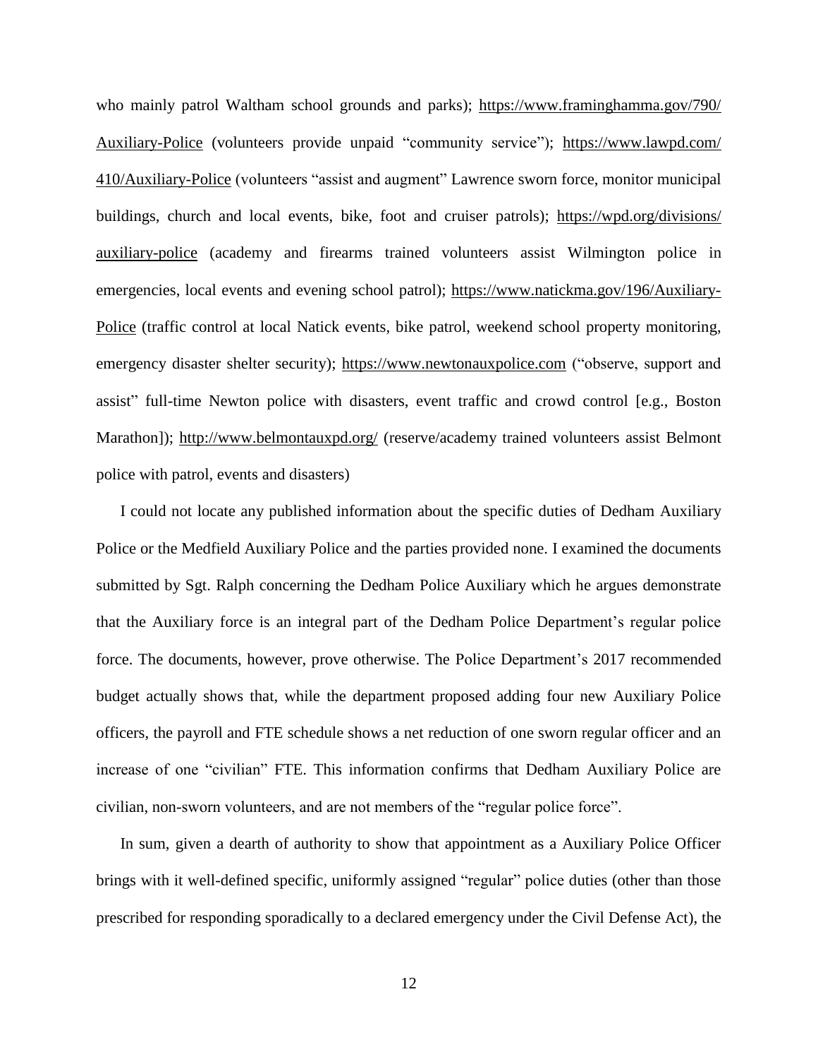who mainly patrol Waltham school grounds and parks); https://www.framinghamma.gov/790/Auxiliary-Police (volunteers provide unpaid "community service"); https://www.lawpd.com/410/Auxiliary-Police (volunteers "assist and augment" Lawrence sworn force, monitor municipal buildings, church and local events, bike, foot and cruiser patrols); https://wpd.org/divisions/auxiliary-police (academy and firearms trained volunteers assist Wilmington police in emergencies, local events and evening school patrol); https://www.natickma.gov/196/Auxiliary-Police (traffic control at local Natick events, bike patrol, weekend school property monitoring, emergency disaster shelter security); https://www.newtonauxpolice.com ("observe, support and assist" full-time Newton police with disasters, event traffic and crowd control [e.g., Boston Marathon]); http://www.belmontauxpd.org/ (reserve/academy trained volunteers assist Belmont police with patrol, events and disasters)

I could not locate any published information about the specific duties of Dedham Auxiliary Police or the Medfield Auxiliary Police and the parties provided none. I examined the documents submitted by Sgt. Ralph concerning the Dedham Police Auxiliary which he argues demonstrate that the Auxiliary force is an integral part of the Dedham Police Department's regular police force. The documents, however, prove otherwise. The Police Department's 2017 recommended budget actually shows that, while the department proposed adding four new Auxiliary Police officers, the payroll and FTE schedule shows a net reduction of one sworn regular officer and an increase of one "civilian" FTE. This information confirms that Dedham Auxiliary Police are civilian, non-sworn volunteers, and are not members of the "regular police force".

In sum, given a dearth of authority to show that appointment as a Auxiliary Police Officer brings with it well-defined specific, uniformly assigned "regular" police duties (other than those prescribed for responding sporadically to a declared emergency under the Civil Defense Act), the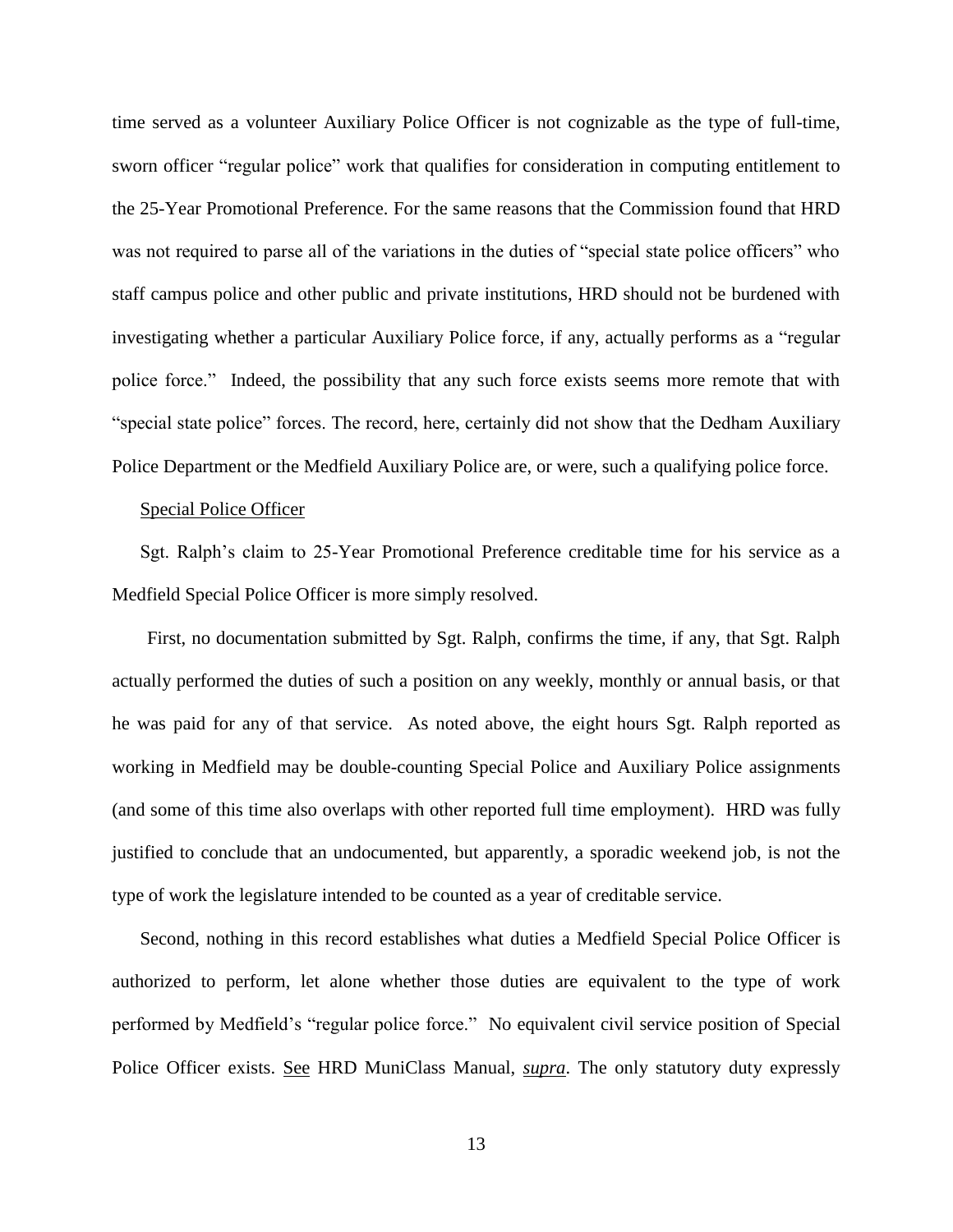time served as a volunteer Auxiliary Police Officer is not cognizable as the type of full-time, sworn officer "regular police" work that qualifies for consideration in computing entitlement to the 25-Year Promotional Preference. For the same reasons that the Commission found that HRD was not required to parse all of the variations in the duties of "special state police officers" who staff campus police and other public and private institutions, HRD should not be burdened with investigating whether a particular Auxiliary Police force, if any, actually performs as a "regular police force." Indeed, the possibility that any such force exists seems more remote that with "special state police" forces. The record, here, certainly did not show that the Dedham Auxiliary Police Department or the Medfield Auxiliary Police are, or were, such a qualifying police force.

<u>Special Police Officer</u>

Sgt. Ralph's claim to 25-Year Promotional Preference creditable time for his service as a Medfield Special Police Officer is more simply resolved.

First, no documentation submitted by Sgt. Ralph, confirms the time, if any, that Sgt. Ralph actually performed the duties of such a position on any weekly, monthly or annual basis, or that he was paid for any of that service. As noted above, the eight hours Sgt. Ralph reported as working in Medfield may be double-counting Special Police and Auxiliary Police assignments (and some of this time also overlaps with other reported full time employment). HRD was fully justified to conclude that an undocumented, but apparently, a sporadic weekend job, is not the type of work the legislature intended to be counted as a year of creditable service.

Second, nothing in this record establishes what duties a Medfield Special Police Officer is authorized to perform, let alone whether those duties are equivalent to the type of work performed by Medfield's "regular police force." No equivalent civil service position of Special Police Officer exists. <u>See</u> HRD MuniClass Manual, <u>*supra*</u>. The only statutory duty expressly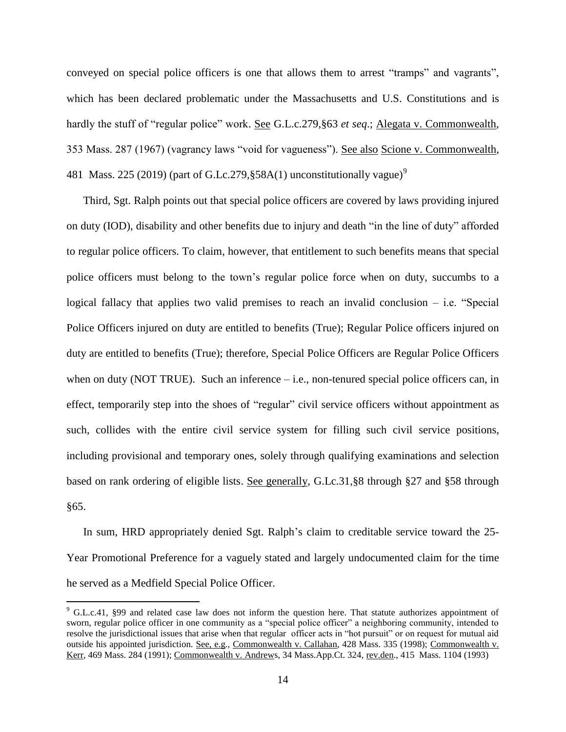conveyed on special police officers is one that allows them to arrest "tramps" and vagrants", which has been declared problematic under the Massachusetts and U.S. Constitutions and is hardly the stuff of "regular police" work. See G.L.c.279,§63 *et seq*.; Alegata v. Commonwealth, 353 Mass. 287 (1967) (vagrancy laws "void for vagueness"). See also Scione v. Commonwealth, 481 Mass. 225 (2019) (part of G.Lc.279,§58A(1) unconstitutionally vague)[9]

Third, Sgt. Ralph points out that special police officers are covered by laws providing injured on duty (IOD), disability and other benefits due to injury and death "in the line of duty" afforded to regular police officers. To claim, however, that entitlement to such benefits means that special police officers must belong to the town's regular police force when on duty, succumbs to a logical fallacy that applies two valid premises to reach an invalid conclusion – i.e. "Special Police Officers injured on duty are entitled to benefits (True); Regular Police officers injured on duty are entitled to benefits (True); therefore, Special Police Officers are Regular Police Officers when on duty (NOT TRUE). Such an inference – i.e., non-tenured special police officers can, in effect, temporarily step into the shoes of "regular" civil service officers without appointment as such, collides with the entire civil service system for filling such civil service positions, including provisional and temporary ones, solely through qualifying examinations and selection based on rank ordering of eligible lists. See generally, G.Lc.31,§8 through §27 and §58 through §65.

In sum, HRD appropriately denied Sgt. Ralph's claim to creditable service toward the 25-Year Promotional Preference for a vaguely stated and largely undocumented claim for the time he served as a Medfield Special Police Officer.

---

[9] G.L.c.41, §99 and related case law does not inform the question here. That statute authorizes appointment of sworn, regular police officer in one community as a "special police officer" a neighboring community, intended to resolve the jurisdictional issues that arise when that regular officer acts in "hot pursuit" or on request for mutual aid outside his appointed jurisdiction. See, e.g., Commonwealth v. Callahan, 428 Mass. 335 (1998); Commonwealth v. Kerr, 469 Mass. 284 (1991); Commonwealth v. Andrews, 34 Mass.App.Ct. 324, rev.den., 415 Mass. 1104 (1993)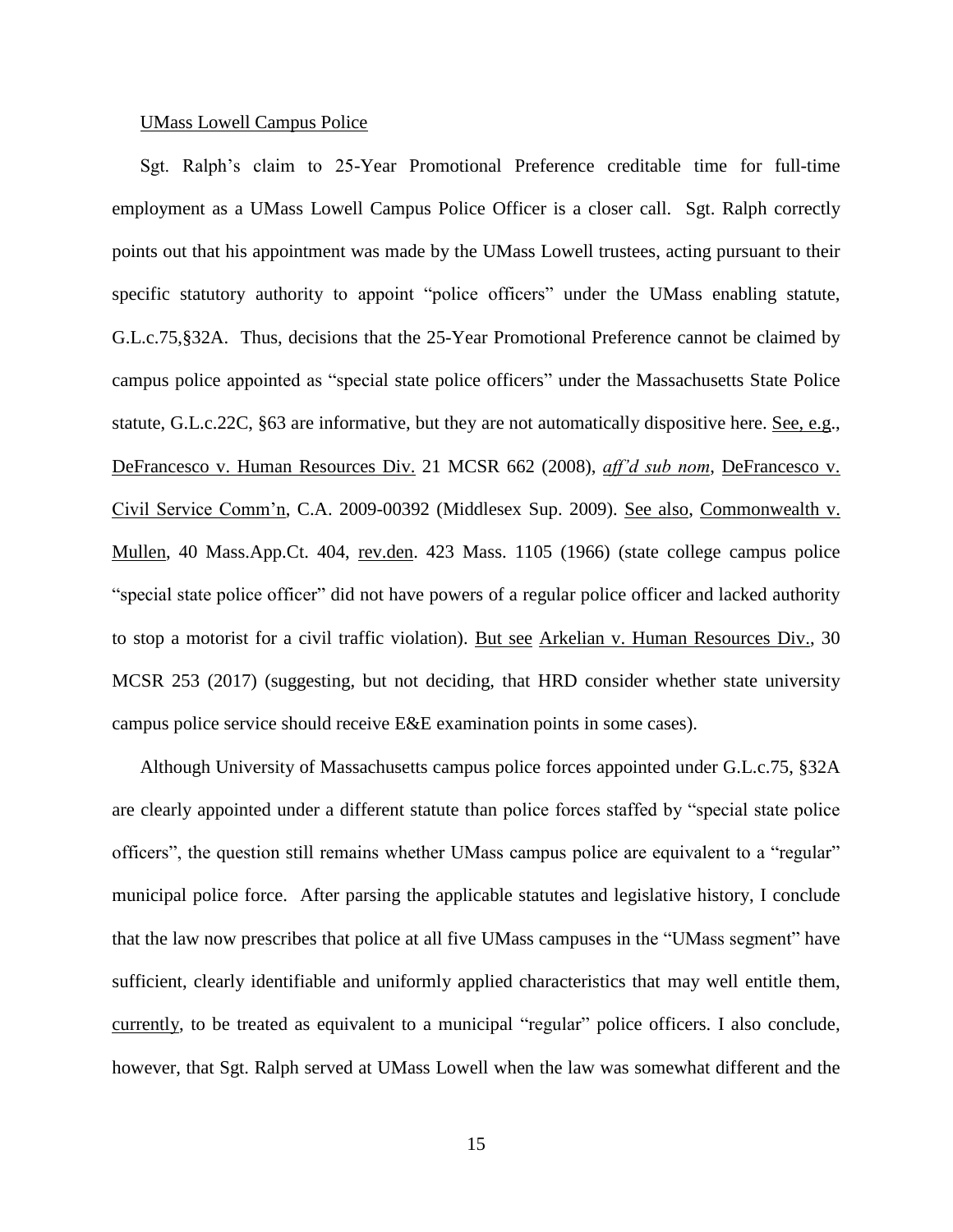UMass Lowell Campus Police

Sgt. Ralph's claim to 25-Year Promotional Preference creditable time for full-time employment as a UMass Lowell Campus Police Officer is a closer call. Sgt. Ralph correctly points out that his appointment was made by the UMass Lowell trustees, acting pursuant to their specific statutory authority to appoint "police officers" under the UMass enabling statute, G.L.c.75,§32A. Thus, decisions that the 25-Year Promotional Preference cannot be claimed by campus police appointed as "special state police officers" under the Massachusetts State Police statute, G.L.c.22C, §63 are informative, but they are not automatically dispositive here. See, e.g., DeFrancesco v. Human Resources Div. 21 MCSR 662 (2008), *aff'd sub nom*, DeFrancesco v. Civil Service Comm'n, C.A. 2009-00392 (Middlesex Sup. 2009). See also, Commonwealth v. Mullen, 40 Mass.App.Ct. 404, rev.den. 423 Mass. 1105 (1966) (state college campus police "special state police officer" did not have powers of a regular police officer and lacked authority to stop a motorist for a civil traffic violation). But see Arkelian v. Human Resources Div., 30 MCSR 253 (2017) (suggesting, but not deciding, that HRD consider whether state university campus police service should receive E&E examination points in some cases).

Although University of Massachusetts campus police forces appointed under G.L.c.75, §32A are clearly appointed under a different statute than police forces staffed by "special state police officers", the question still remains whether UMass campus police are equivalent to a "regular" municipal police force. After parsing the applicable statutes and legislative history, I conclude that the law now prescribes that police at all five UMass campuses in the "UMass segment" have sufficient, clearly identifiable and uniformly applied characteristics that may well entitle them, currently, to be treated as equivalent to a municipal "regular" police officers. I also conclude, however, that Sgt. Ralph served at UMass Lowell when the law was somewhat different and the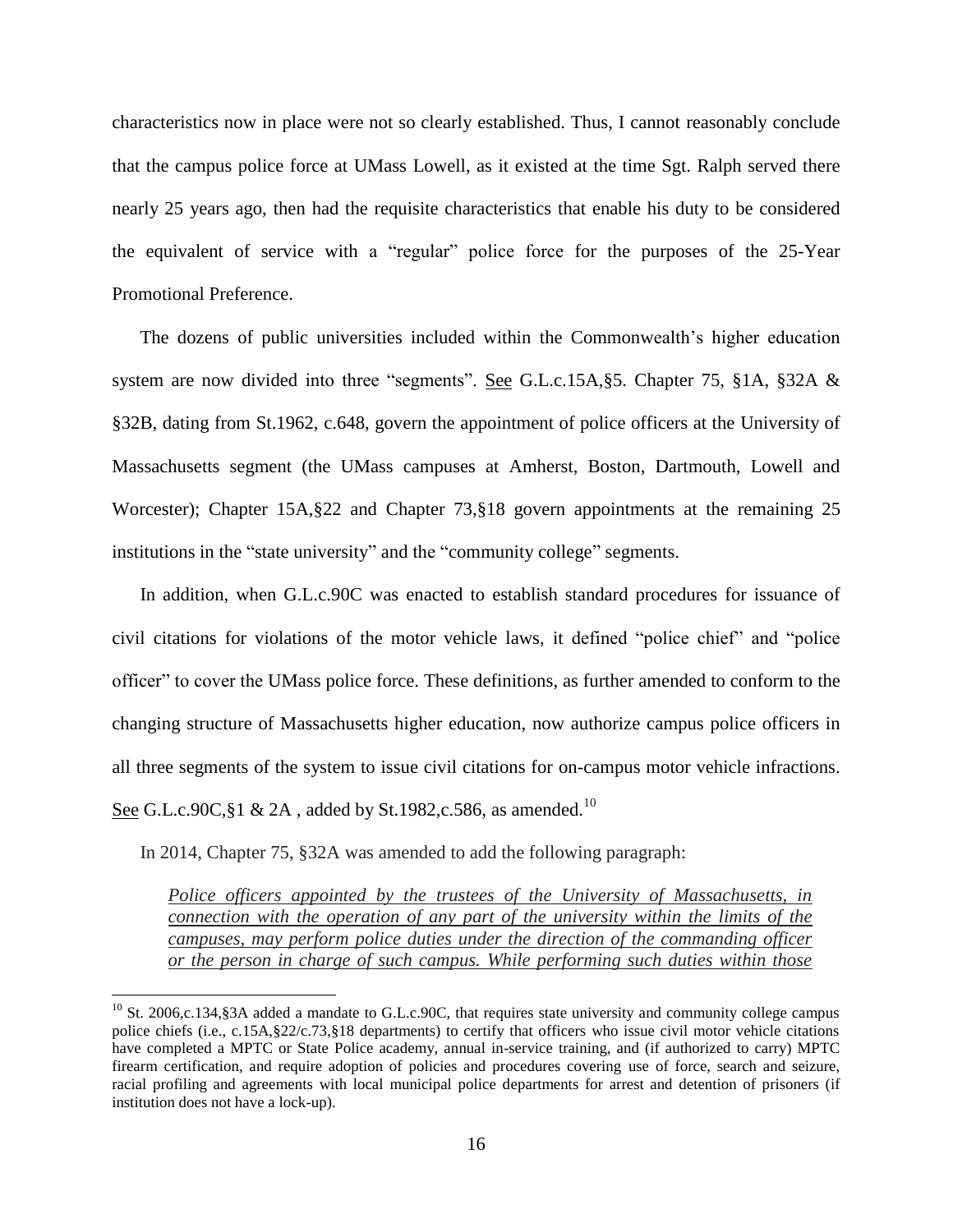characteristics now in place were not so clearly established. Thus, I cannot reasonably conclude that the campus police force at UMass Lowell, as it existed at the time Sgt. Ralph served there nearly 25 years ago, then had the requisite characteristics that enable his duty to be considered the equivalent of service with a "regular" police force for the purposes of the 25-Year Promotional Preference.

The dozens of public universities included within the Commonwealth's higher education system are now divided into three "segments". See G.L.c.15A,§5. Chapter 75, §1A, §32A & §32B, dating from St.1962, c.648, govern the appointment of police officers at the University of Massachusetts segment (the UMass campuses at Amherst, Boston, Dartmouth, Lowell and Worcester); Chapter 15A,§22 and Chapter 73,§18 govern appointments at the remaining 25 institutions in the "state university" and the "community college" segments.

In addition, when G.L.c.90C was enacted to establish standard procedures for issuance of civil citations for violations of the motor vehicle laws, it defined "police chief" and "police officer" to cover the UMass police force. These definitions, as further amended to conform to the changing structure of Massachusetts higher education, now authorize campus police officers in all three segments of the system to issue civil citations for on-campus motor vehicle infractions. See G.L.c.90C,§1 & 2A , added by St.1982,c.586, as amended.[10]

In 2014, Chapter 75, §32A was amended to add the following paragraph:

> *Police officers appointed by the trustees of the University of Massachusetts, in connection with the operation of any part of the university within the limits of the campuses, may perform police duties under the direction of the commanding officer or the person in charge of such campus. While performing such duties within those*

[10] St. 2006,c.134,§3A added a mandate to G.L.c.90C, that requires state university and community college campus police chiefs (i.e., c.15A,§22/c.73,§18 departments) to certify that officers who issue civil motor vehicle citations have completed a MPTC or State Police academy, annual in-service training, and (if authorized to carry) MPTC firearm certification, and require adoption of policies and procedures covering use of force, search and seizure, racial profiling and agreements with local municipal police departments for arrest and detention of prisoners (if institution does not have a lock-up).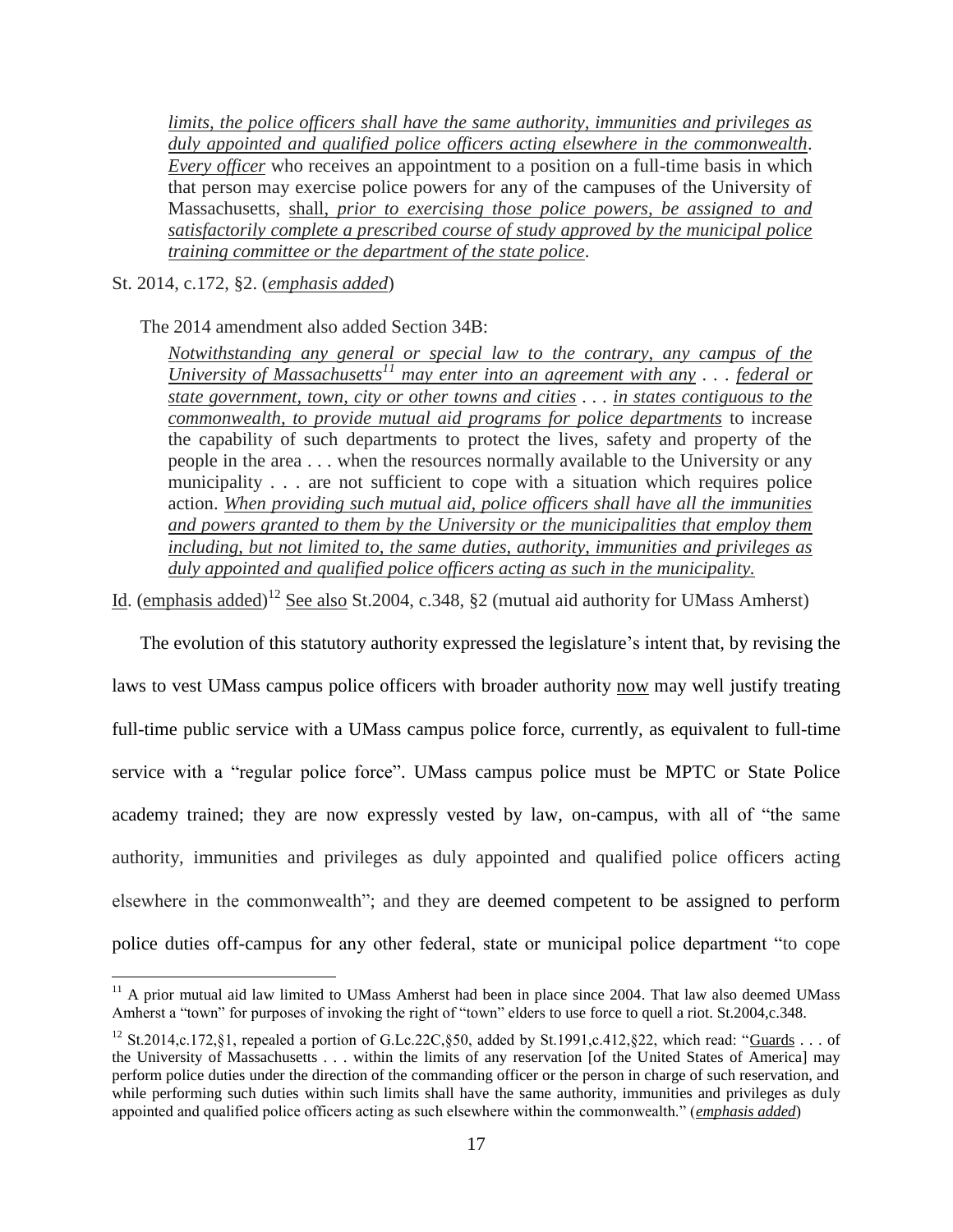> *limits, the police officers shall have the same authority, immunities and privileges as duly appointed and qualified police officers acting elsewhere in the commonwealth*. *Every officer* who receives an appointment to a position on a full-time basis in which that person may exercise police powers for any of the campuses of the University of Massachusetts, shall, *prior to exercising those police powers, be assigned to and satisfactorily complete a prescribed course of study approved by the municipal police training committee or the department of the state police*.

St. 2014, c.172, §2. (*emphasis added*)

The 2014 amendment also added Section 34B:

> *Notwithstanding any general or special law to the contrary, any campus of the University of Massachusetts*[11] *may enter into an agreement with any* . . . *federal or state government, town, city or other towns and cities* . . . *in states contiguous to the commonwealth, to provide mutual aid programs for police departments* to increase the capability of such departments to protect the lives, safety and property of the people in the area . . . when the resources normally available to the University or any municipality . . . are not sufficient to cope with a situation which requires police action. *When providing such mutual aid, police officers shall have all the immunities and powers granted to them by the University or the municipalities that employ them including, but not limited to, the same duties, authority, immunities and privileges as duly appointed and qualified police officers acting as such in the municipality.*

Id. (emphasis added)[12] See also St.2004, c.348, §2 (mutual aid authority for UMass Amherst)

The evolution of this statutory authority expressed the legislature's intent that, by revising the laws to vest UMass campus police officers with broader authority now may well justify treating full-time public service with a UMass campus police force, currently, as equivalent to full-time service with a "regular police force". UMass campus police must be MPTC or State Police academy trained; they are now expressly vested by law, on-campus, with all of "the same authority, immunities and privileges as duly appointed and qualified police officers acting elsewhere in the commonwealth"; and they are deemed competent to be assigned to perform police duties off-campus for any other federal, state or municipal police department "to cope

[11] A prior mutual aid law limited to UMass Amherst had been in place since 2004. That law also deemed UMass Amherst a "town" for purposes of invoking the right of "town" elders to use force to quell a riot. St.2004,c.348.

[12] St.2014,c.172,§1, repealed a portion of G.L.c.22C,§50, added by St.1991,c.412,§22, which read: "Guards . . . of the University of Massachusetts . . . within the limits of any reservation [of the United States of America] may perform police duties under the direction of the commanding officer or the person in charge of such reservation, and while performing such duties within such limits shall have the same authority, immunities and privileges as duly appointed and qualified police officers acting as such elsewhere within the commonwealth." (*emphasis added*)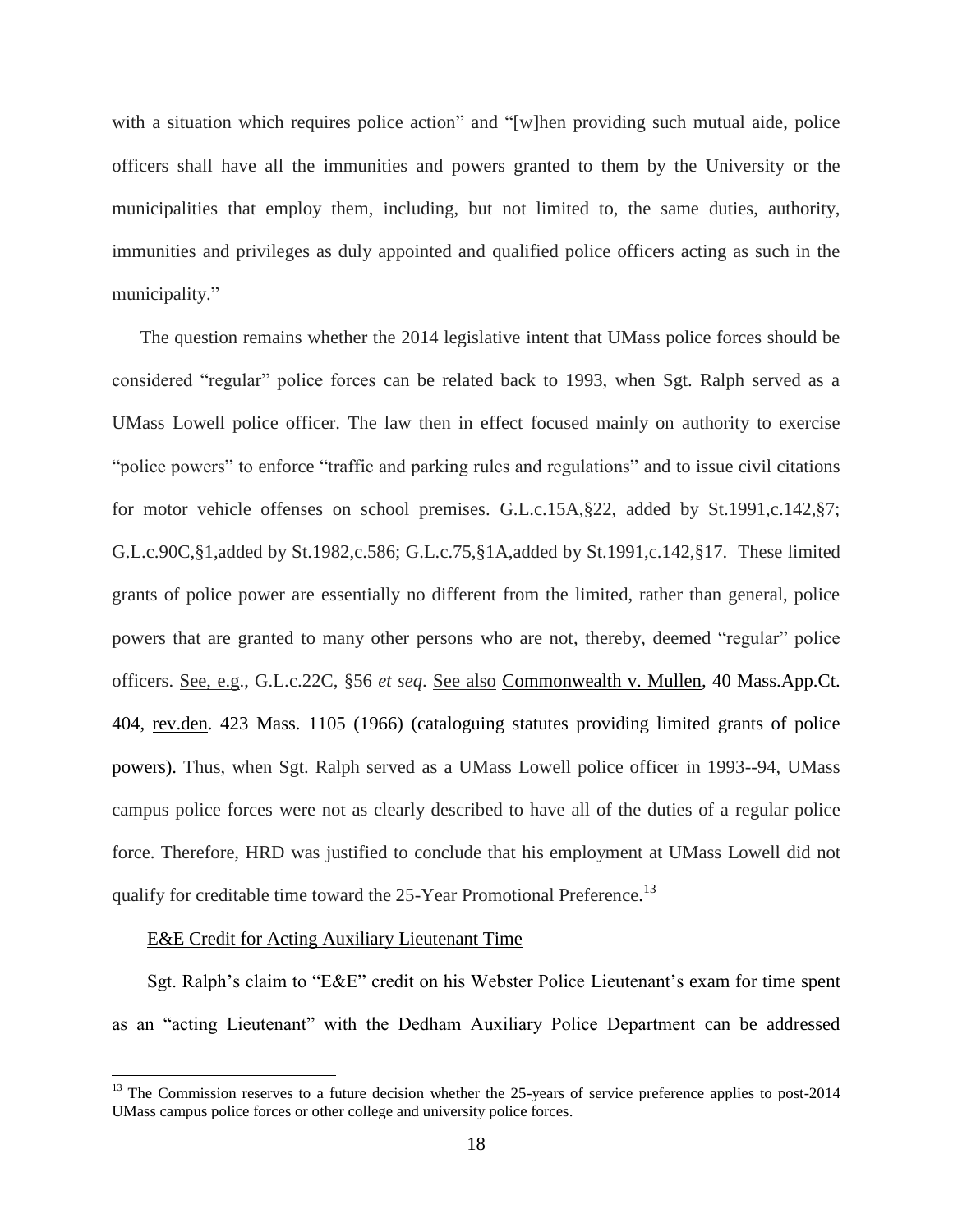with a situation which requires police action" and "[w]hen providing such mutual aide, police officers shall have all the immunities and powers granted to them by the University or the municipalities that employ them, including, but not limited to, the same duties, authority, immunities and privileges as duly appointed and qualified police officers acting as such in the municipality."

The question remains whether the 2014 legislative intent that UMass police forces should be considered "regular" police forces can be related back to 1993, when Sgt. Ralph served as a UMass Lowell police officer. The law then in effect focused mainly on authority to exercise "police powers" to enforce "traffic and parking rules and regulations" and to issue civil citations for motor vehicle offenses on school premises. G.L.c.15A,§22, added by St.1991,c.142,§7; G.L.c.90C,§1,added by St.1982,c.586; G.L.c.75,§1A,added by St.1991,c.142,§17. These limited grants of police power are essentially no different from the limited, rather than general, police powers that are granted to many other persons who are not, thereby, deemed "regular" police officers. See, e.g., G.L.c.22C, §56 *et seq*. See also Commonwealth v. Mullen, 40 Mass.App.Ct. 404, rev.den. 423 Mass. 1105 (1966) (cataloguing statutes providing limited grants of police powers). Thus, when Sgt. Ralph served as a UMass Lowell police officer in 1993--94, UMass campus police forces were not as clearly described to have all of the duties of a regular police force. Therefore, HRD was justified to conclude that his employment at UMass Lowell did not qualify for creditable time toward the 25-Year Promotional Preference.[13]

E&E Credit for Acting Auxiliary Lieutenant Time

Sgt. Ralph's claim to "E&E" credit on his Webster Police Lieutenant's exam for time spent as an "acting Lieutenant" with the Dedham Auxiliary Police Department can be addressed

[13] The Commission reserves to a future decision whether the 25-years of service preference applies to post-2014 UMass campus police forces or other college and university police forces.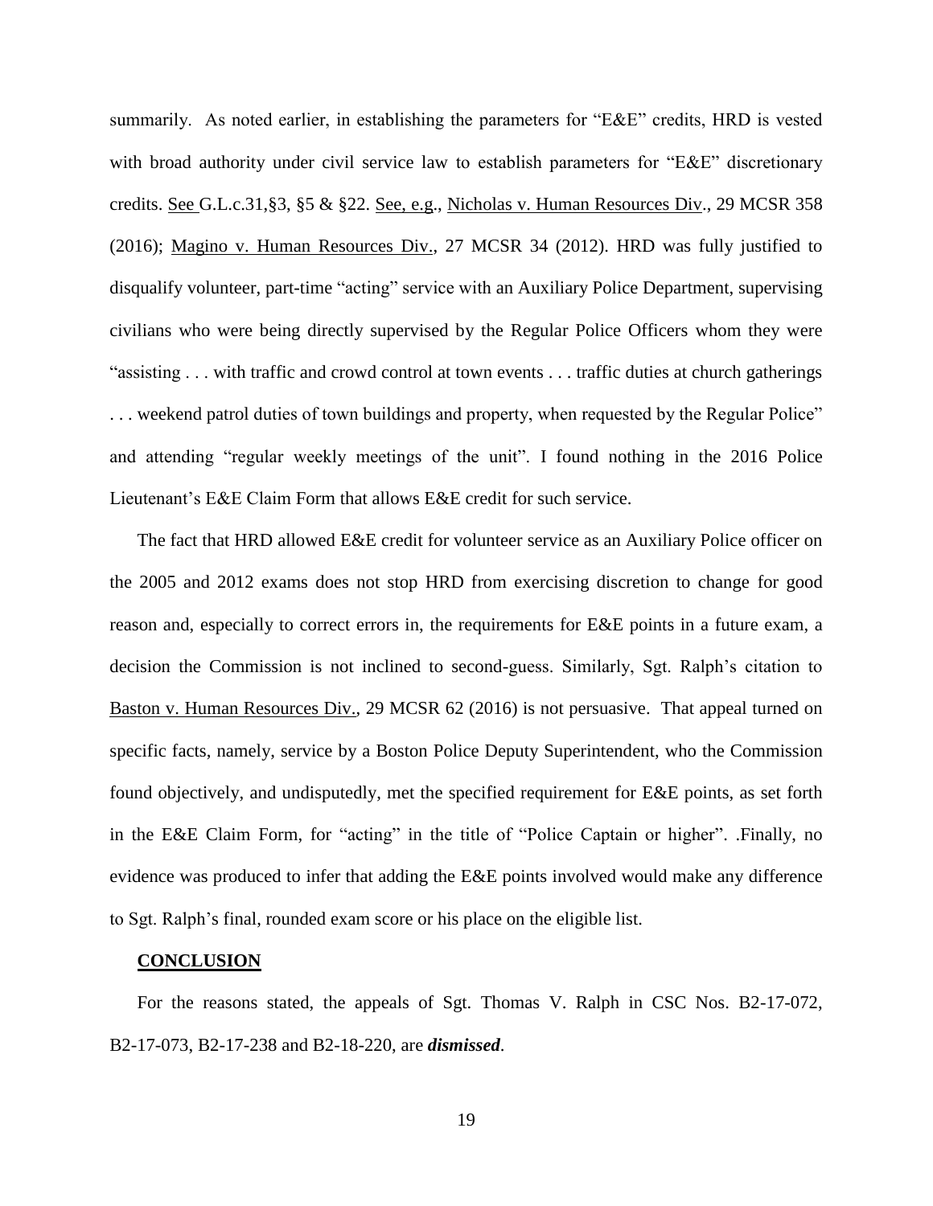summarily. As noted earlier, in establishing the parameters for "E&E" credits, HRD is vested with broad authority under civil service law to establish parameters for "E&E" discretionary credits. See G.L.c.31,§3, §5 & §22. See, e.g., Nicholas v. Human Resources Div., 29 MCSR 358 (2016); Magino v. Human Resources Div., 27 MCSR 34 (2012). HRD was fully justified to disqualify volunteer, part-time "acting" service with an Auxiliary Police Department, supervising civilians who were being directly supervised by the Regular Police Officers whom they were "assisting . . . with traffic and crowd control at town events . . . traffic duties at church gatherings . . . weekend patrol duties of town buildings and property, when requested by the Regular Police" and attending "regular weekly meetings of the unit". I found nothing in the 2016 Police Lieutenant's E&E Claim Form that allows E&E credit for such service.

The fact that HRD allowed E&E credit for volunteer service as an Auxiliary Police officer on the 2005 and 2012 exams does not stop HRD from exercising discretion to change for good reason and, especially to correct errors in, the requirements for E&E points in a future exam, a decision the Commission is not inclined to second-guess. Similarly, Sgt. Ralph's citation to Baston v. Human Resources Div., 29 MCSR 62 (2016) is not persuasive. That appeal turned on specific facts, namely, service by a Boston Police Deputy Superintendent, who the Commission found objectively, and undisputedly, met the specified requirement for E&E points, as set forth in the E&E Claim Form, for "acting" in the title of "Police Captain or higher". .Finally, no evidence was produced to infer that adding the E&E points involved would make any difference to Sgt. Ralph's final, rounded exam score or his place on the eligible list.

## CONCLUSION

For the reasons stated, the appeals of Sgt. Thomas V. Ralph in CSC Nos. B2-17-072, B2-17-073, B2-17-238 and B2-18-220, are ***dismissed***.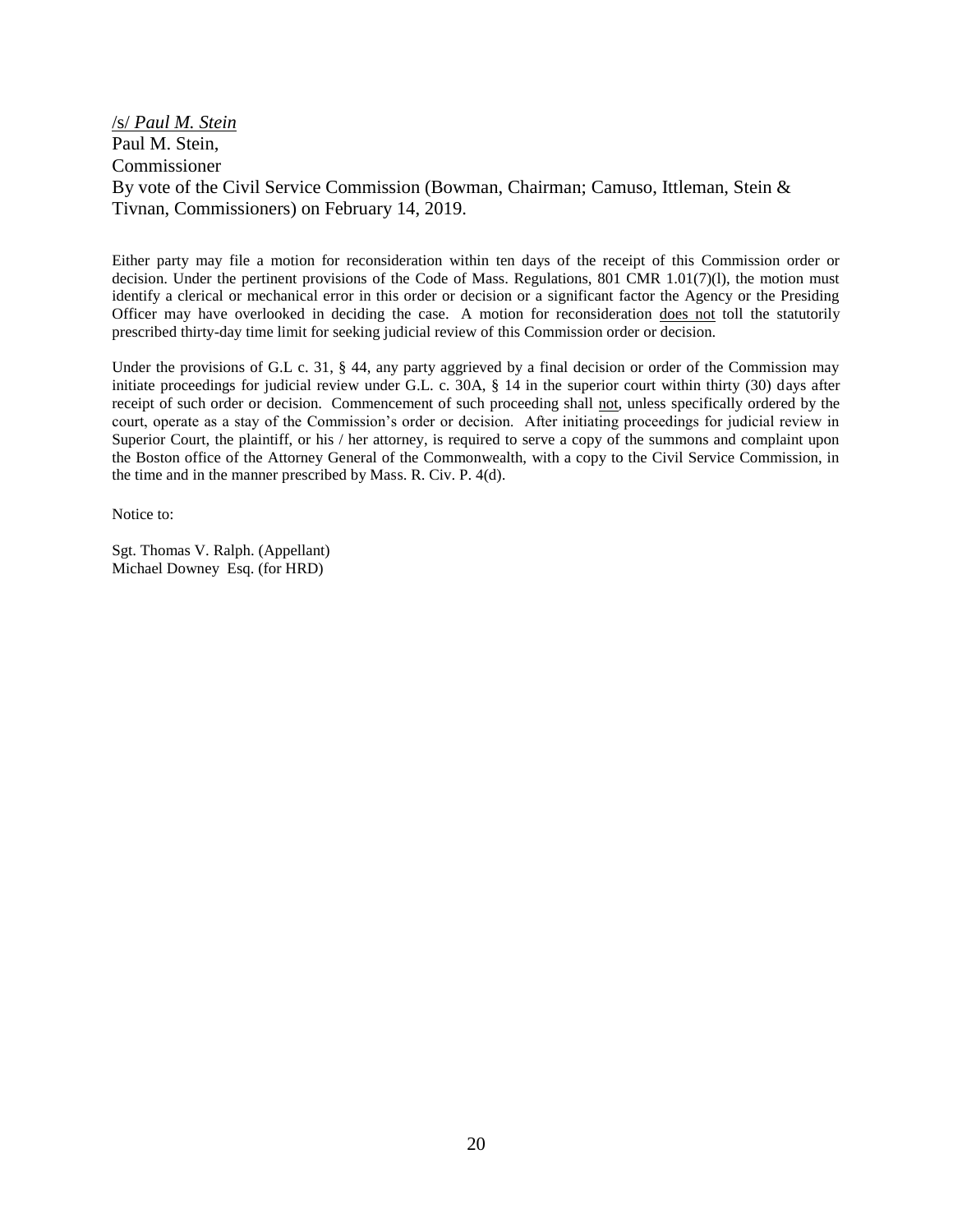/s/ *Paul M. Stein*
Paul M. Stein,
Commissioner
By vote of the Civil Service Commission (Bowman, Chairman; Camuso, Ittleman, Stein & Tivnan, Commissioners) on February 14, 2019.

Either party may file a motion for reconsideration within ten days of the receipt of this Commission order or decision. Under the pertinent provisions of the Code of Mass. Regulations, 801 CMR 1.01(7)(l), the motion must identify a clerical or mechanical error in this order or decision or a significant factor the Agency or the Presiding Officer may have overlooked in deciding the case. A motion for reconsideration does not toll the statutorily prescribed thirty-day time limit for seeking judicial review of this Commission order or decision.

Under the provisions of G.L c. 31, § 44, any party aggrieved by a final decision or order of the Commission may initiate proceedings for judicial review under G.L. c. 30A, § 14 in the superior court within thirty (30) days after receipt of such order or decision. Commencement of such proceeding shall not, unless specifically ordered by the court, operate as a stay of the Commission's order or decision. After initiating proceedings for judicial review in Superior Court, the plaintiff, or his / her attorney, is required to serve a copy of the summons and complaint upon the Boston office of the Attorney General of the Commonwealth, with a copy to the Civil Service Commission, in the time and in the manner prescribed by Mass. R. Civ. P. 4(d).

Notice to:

Sgt. Thomas V. Ralph. (Appellant)
Michael Downey Esq. (for HRD)